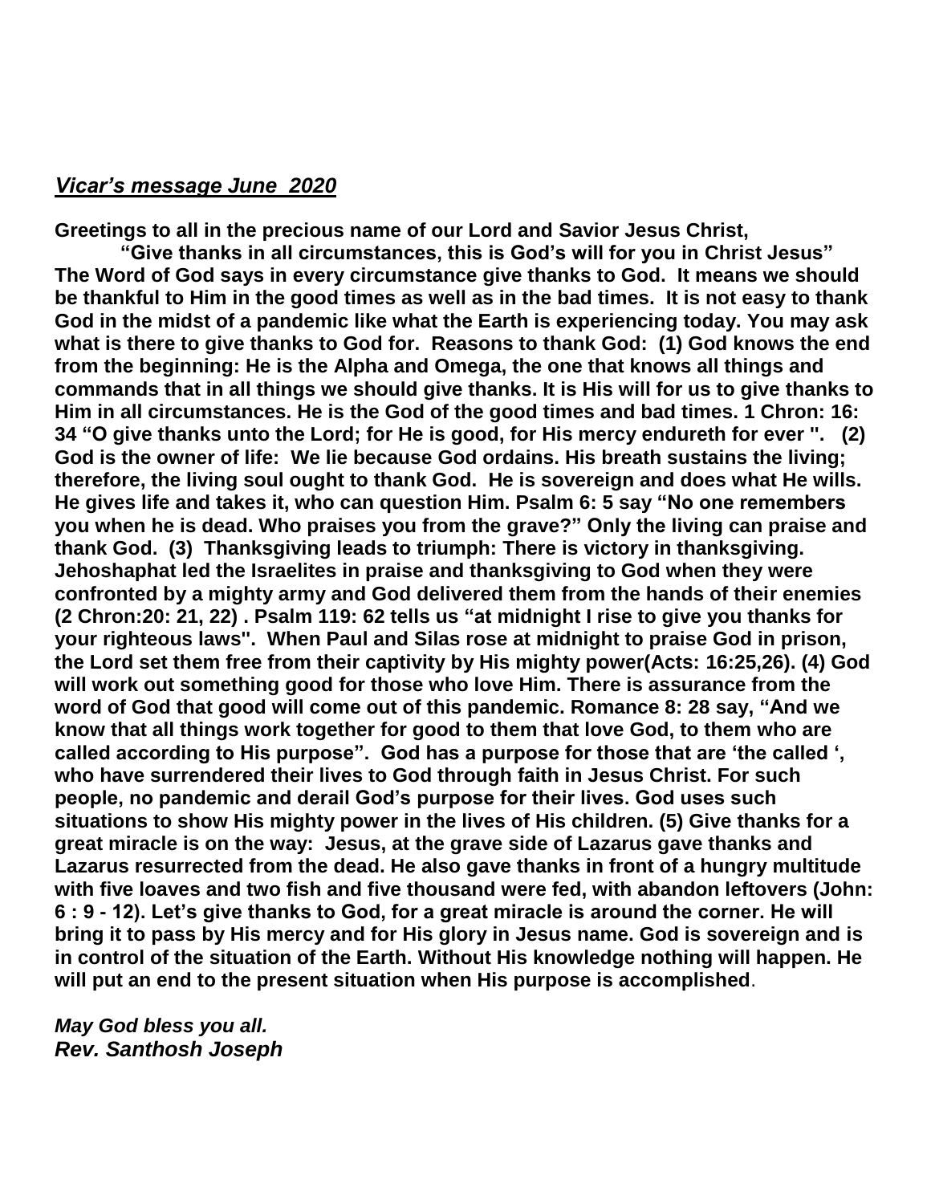***Vicar's message June 2020***

**Greetings to all in the precious name of our Lord and Savior Jesus Christ,**

**"Give thanks in all circumstances, this is God's will for you in Christ Jesus" The Word of God says in every circumstance give thanks to God. It means we should be thankful to Him in the good times as well as in the bad times. It is not easy to thank God in the midst of a pandemic like what the Earth is experiencing today. You may ask what is there to give thanks to God for. Reasons to thank God: (1) God knows the end from the beginning: He is the Alpha and Omega, the one that knows all things and commands that in all things we should give thanks. It is His will for us to give thanks to Him in all circumstances. He is the God of the good times and bad times. 1 Chron: 16: 34 "O give thanks unto the Lord; for He is good, for His mercy endureth for ever ". (2) God is the owner of life: We lie because God ordains. His breath sustains the living; therefore, the living soul ought to thank God. He is sovereign and does what He wills. He gives life and takes it, who can question Him. Psalm 6: 5 say "No one remembers you when he is dead. Who praises you from the grave?" Only the living can praise and thank God. (3) Thanksgiving leads to triumph: There is victory in thanksgiving. Jehoshaphat led the Israelites in praise and thanksgiving to God when they were confronted by a mighty army and God delivered them from the hands of their enemies (2 Chron:20: 21, 22) . Psalm 119: 62 tells us "at midnight I rise to give you thanks for your righteous laws". When Paul and Silas rose at midnight to praise God in prison, the Lord set them free from their captivity by His mighty power(Acts: 16:25,26). (4) God will work out something good for those who love Him. There is assurance from the word of God that good will come out of this pandemic. Romance 8: 28 say, "And we know that all things work together for good to them that love God, to them who are called according to His purpose". God has a purpose for those that are 'the called ', who have surrendered their lives to God through faith in Jesus Christ. For such people, no pandemic and derail God's purpose for their lives. God uses such situations to show His mighty power in the lives of His children. (5) Give thanks for a great miracle is on the way: Jesus, at the grave side of Lazarus gave thanks and Lazarus resurrected from the dead. He also gave thanks in front of a hungry multitude with five loaves and two fish and five thousand were fed, with abandon leftovers (John: 6 : 9 - 12). Let's give thanks to God, for a great miracle is around the corner. He will bring it to pass by His mercy and for His glory in Jesus name. God is sovereign and is in control of the situation of the Earth. Without His knowledge nothing will happen. He will put an end to the present situation when His purpose is accomplished**.

***May God bless you all.***
***Rev. Santhosh Joseph***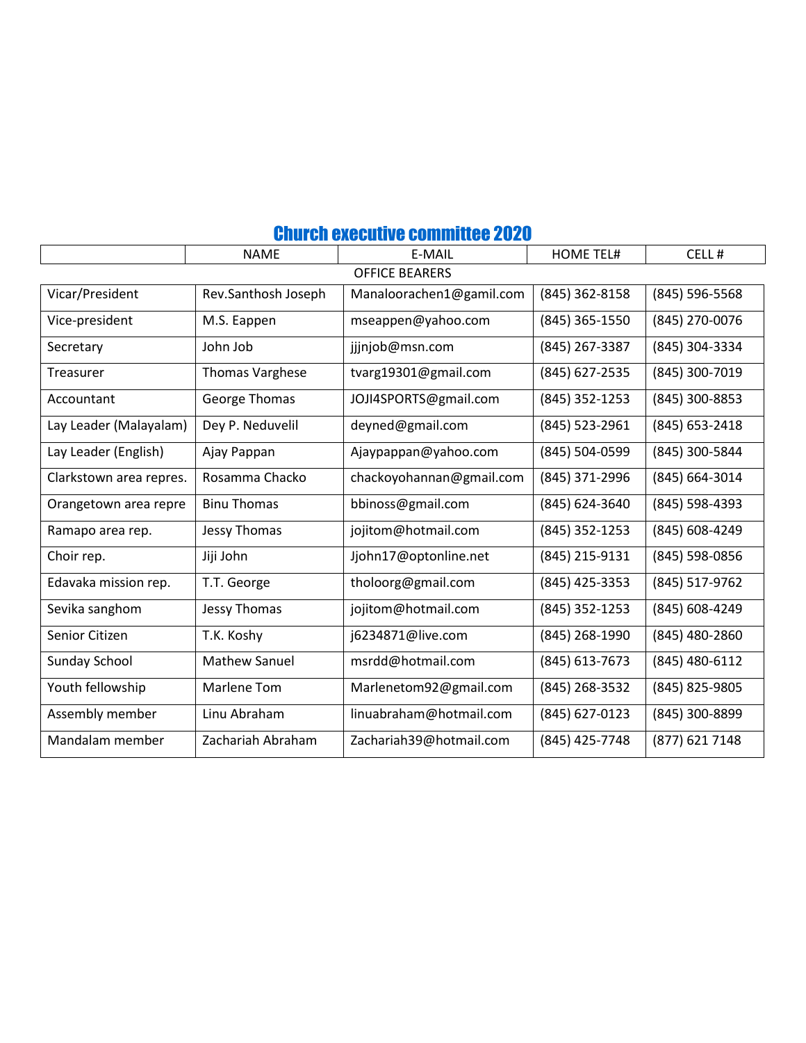## Church executive committee 2020

| | NAME | E-MAIL | HOME TEL# | CELL # |
|---|---|---|---|---|
| | | OFFICE BEARERS | | |
| Vicar/President | Rev.Santhosh Joseph | Manaloorachen1@gamil.com | (845) 362-8158 | (845) 596-5568 |
| Vice-president | M.S. Eappen | mseappen@yahoo.com | (845) 365-1550 | (845) 270-0076 |
| Secretary | John Job | jjjnjob@msn.com | (845) 267-3387 | (845) 304-3334 |
| Treasurer | Thomas Varghese | tvarg19301@gmail.com | (845) 627-2535 | (845) 300-7019 |
| Accountant | George Thomas | JOJI4SPORTS@gmail.com | (845) 352-1253 | (845) 300-8853 |
| Lay Leader (Malayalam) | Dey P. Neduvelil | deyned@gmail.com | (845) 523-2961 | (845) 653-2418 |
| Lay Leader (English) | Ajay Pappan | Ajaypappan@yahoo.com | (845) 504-0599 | (845) 300-5844 |
| Clarkstown area repres. | Rosamma Chacko | chackoyohannan@gmail.com | (845) 371-2996 | (845) 664-3014 |
| Orangetown area repre | Binu Thomas | bbinoss@gmail.com | (845) 624-3640 | (845) 598-4393 |
| Ramapo area rep. | Jessy Thomas | jojitom@hotmail.com | (845) 352-1253 | (845) 608-4249 |
| Choir rep. | Jiji John | Jjohn17@optonline.net | (845) 215-9131 | (845) 598-0856 |
| Edavaka mission rep. | T.T. George | tholoorg@gmail.com | (845) 425-3353 | (845) 517-9762 |
| Sevika sanghom | Jessy Thomas | jojitom@hotmail.com | (845) 352-1253 | (845) 608-4249 |
| Senior Citizen | T.K. Koshy | j6234871@live.com | (845) 268-1990 | (845) 480-2860 |
| Sunday School | Mathew Sanuel | msrdd@hotmail.com | (845) 613-7673 | (845) 480-6112 |
| Youth fellowship | Marlene Tom | Marlenetom92@gmail.com | (845) 268-3532 | (845) 825-9805 |
| Assembly member | Linu Abraham | linuabraham@hotmail.com | (845) 627-0123 | (845) 300-8899 |
| Mandalam member | Zachariah Abraham | Zachariah39@hotmail.com | (845) 425-7748 | (877) 621 7148 |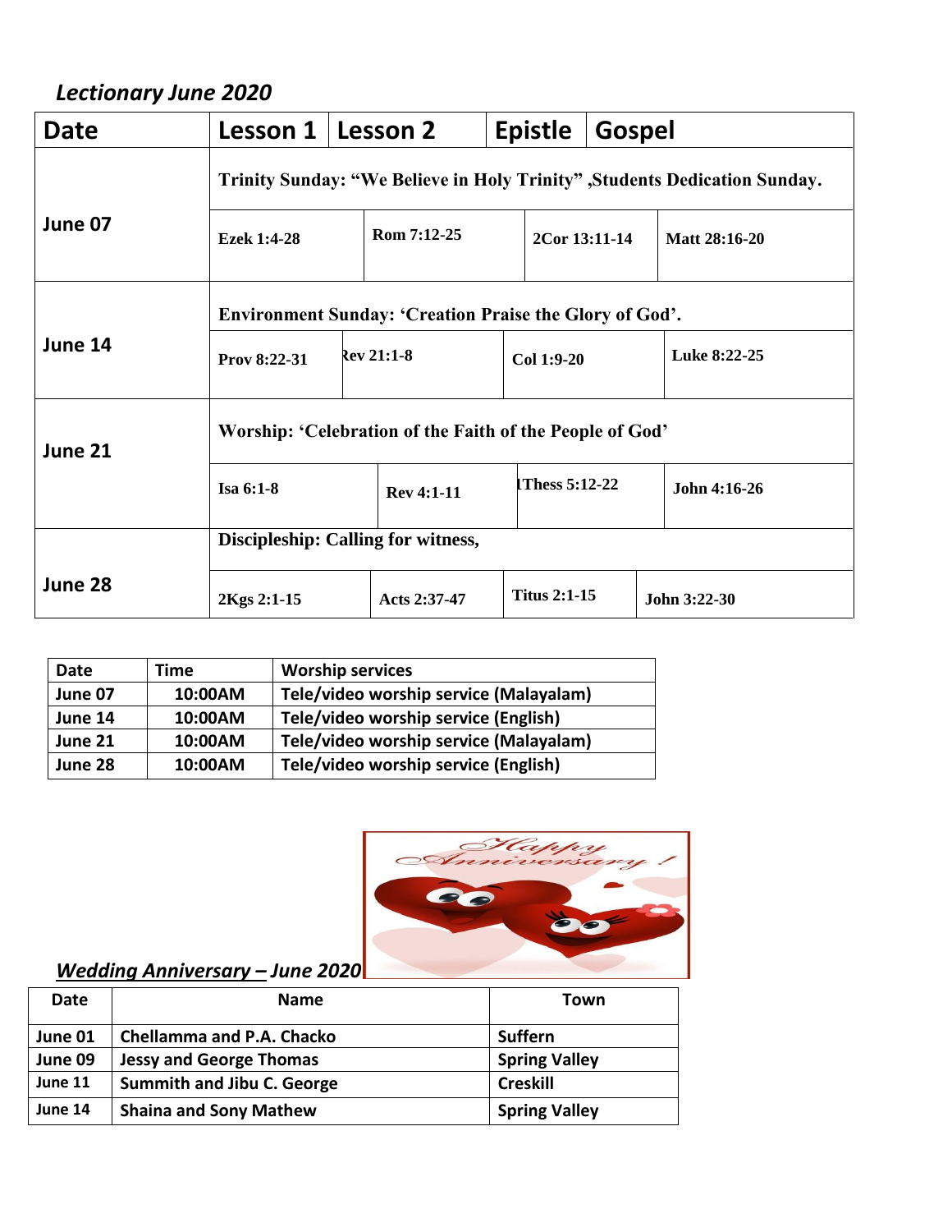## *Lectionary June 2020*

| Date | Lesson 1 | Lesson 2 | Epistle | Gospel |
|---|---|---|---|---|
| June 07 | **Trinity Sunday: "We Believe in Holy Trinity" ,Students Dedication Sunday.** | | | |
| | Ezek 1:4-28 | Rom 7:12-25 | 2Cor 13:11-14 | Matt 28:16-20 |
| June 14 | **Environment Sunday: 'Creation Praise the Glory of God'.** | | | |
| | Prov 8:22-31 | Rev 21:1-8 | Col 1:9-20 | Luke 8:22-25 |
| June 21 | **Worship: 'Celebration of the Faith of the People of God'** | | | |
| | Isa 6:1-8 | Rev 4:1-11 | 1Thess 5:12-22 | John 4:16-26 |
| June 28 | **Discipleship: Calling for witness,** | | | |
| | 2Kgs 2:1-15 | Acts 2:37-47 | Titus 2:1-15 | John 3:22-30 |

| Date | Time | Worship services |
|---|---|---|
| June 07 | 10:00AM | Tele/video worship service (Malayalam) |
| June 14 | 10:00AM | Tele/video worship service (English) |
| June 21 | 10:00AM | Tele/video worship service (Malayalam) |
| June 28 | 10:00AM | Tele/video worship service (English) |

## *Wedding Anniversary – June 2020*

| Date | Name | Town |
|---|---|---|
| June 01 | Chellamma and P.A. Chacko | Suffern |
| June 09 | Jessy and George Thomas | Spring Valley |
| June 11 | Summith and Jibu C. George | Creskill |
| June 14 | Shaina and Sony Mathew | Spring Valley |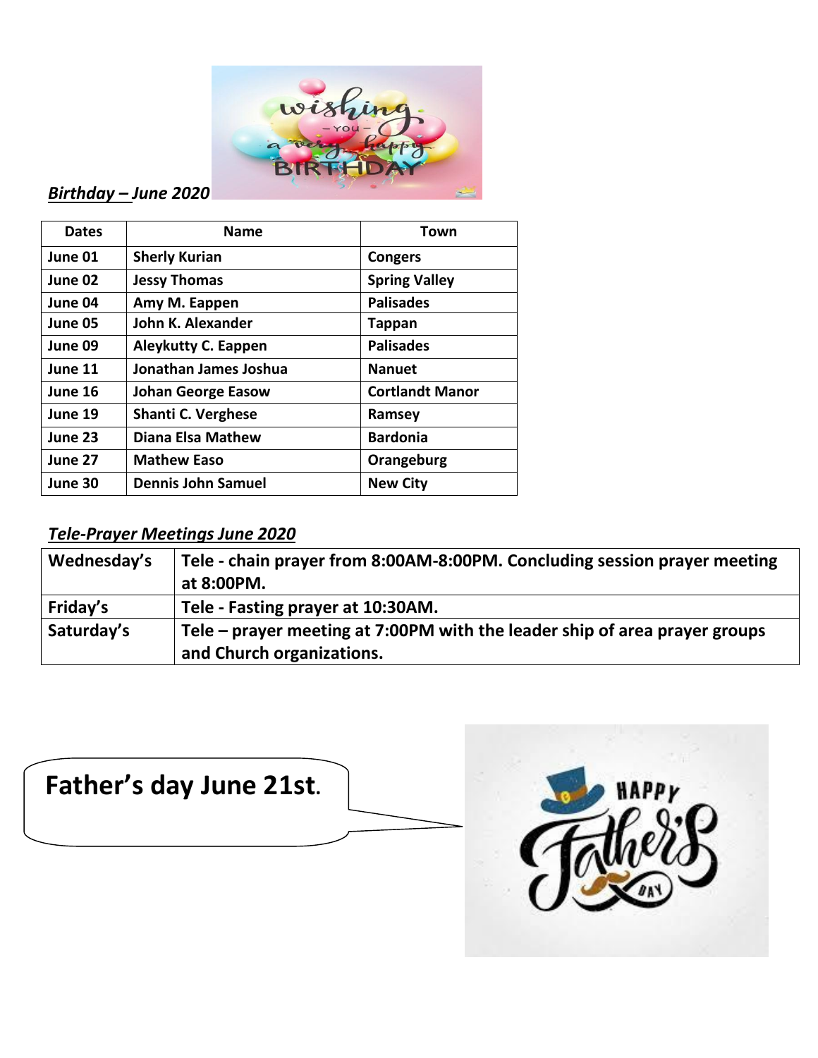***Birthday – June 2020***

| Dates | Name | Town |
| --- | --- | --- |
| June 01 | Sherly Kurian | Congers |
| June 02 | Jessy Thomas | Spring Valley |
| June 04 | Amy M. Eappen | Palisades |
| June 05 | John K. Alexander | Tappan |
| June 09 | Aleykutty C. Eappen | Palisades |
| June 11 | Jonathan James Joshua | Nanuet |
| June 16 | Johan George Easow | Cortlandt Manor |
| June 19 | Shanti C. Verghese | Ramsey |
| June 23 | Diana Elsa Mathew | Bardonia |
| June 27 | Mathew Easo | Orangeburg |
| June 30 | Dennis John Samuel | New City |

***Tele-Prayer Meetings June 2020***

| | |
| --- | --- |
| Wednesday's | Tele - chain prayer from 8:00AM-8:00PM. Concluding session prayer meeting at 8:00PM. |
| Friday's | Tele - Fasting prayer at 10:30AM. |
| Saturday's | Tele – prayer meeting at 7:00PM with the leader ship of area prayer groups and Church organizations. |

**Father's day June 21st.**